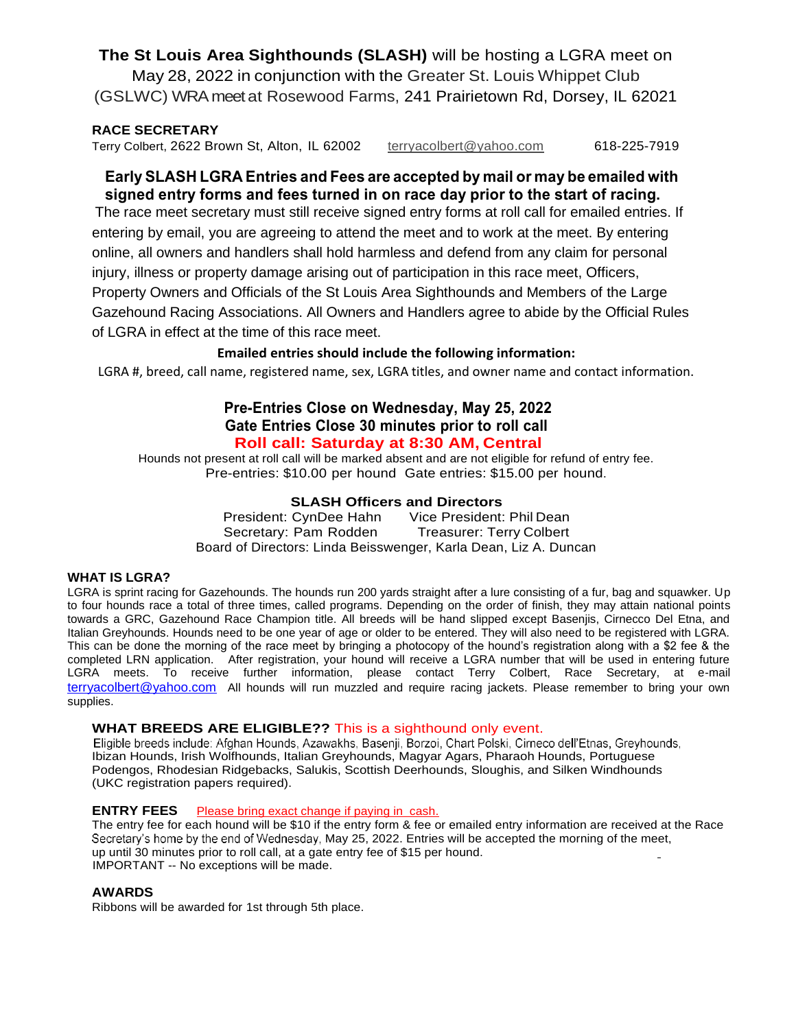**The St Louis Area Sighthounds (SLASH)** will be hosting a LGRA meet on May 28, 2022 in conjunction with the Greater St. Louis Whippet Club (GSLWC) WRA meet at Rosewood Farms, 241 Prairietown Rd, Dorsey, IL 62021

**RACE SECRETARY**

Terry Colbert, 2622 Brown St, Alton, IL 62002 terryacolbert@yahoo.com 618-225-7919

**Early SLASH LGRA Entries and Fees are accepted by mail or may be emailed with signed entry forms and fees turned in on race day prior to the start of racing.**

The race meet secretary must still receive signed entry forms at roll call for emailed entries. If entering by email, you are agreeing to attend the meet and to work at the meet. By entering online, all owners and handlers shall hold harmless and defend from any claim for personal injury, illness or property damage arising out of participation in this race meet, Officers, Property Owners and Officials of the St Louis Area Sighthounds and Members of the Large Gazehound Racing Associations. All Owners and Handlers agree to abide by the Official Rules of LGRA in effect at the time of this race meet.

**Emailed entries should include the following information:**

LGRA #, breed, call name, registered name, sex, LGRA titles, and owner name and contact information.

**Pre-Entries Close on Wednesday, May 25, 2022**
**Gate Entries Close 30 minutes prior to roll call**
**Roll call: Saturday at 8:30 AM, Central**

Hounds not present at roll call will be marked absent and are not eligible for refund of entry fee.
Pre-entries: $10.00 per hound Gate entries: $15.00 per hound.

**SLASH Officers and Directors**

President: CynDee Hahn Vice President: Phil Dean
Secretary: Pam Rodden Treasurer: Terry Colbert
Board of Directors: Linda Beisswenger, Karla Dean, Liz A. Duncan

**WHAT IS LGRA?**

LGRA is sprint racing for Gazehounds. The hounds run 200 yards straight after a lure consisting of a fur, bag and squawker. Up to four hounds race a total of three times, called programs. Depending on the order of finish, they may attain national points towards a GRC, Gazehound Race Champion title. All breeds will be hand slipped except Basenjis, Cirnecco Del Etna, and Italian Greyhounds. Hounds need to be one year of age or older to be entered. They will also need to be registered with LGRA. This can be done the morning of the race meet by bringing a photocopy of the hound's registration along with a $2 fee & the completed LRN application. After registration, your hound will receive a LGRA number that will be used in entering future LGRA meets. To receive further information, please contact Terry Colbert, Race Secretary, at e-mail terryacolbert@yahoo.com All hounds will run muzzled and require racing jackets. Please remember to bring your own supplies.

**WHAT BREEDS ARE ELIGIBLE??** This is a sighthound only event.

Eligible breeds include: Afghan Hounds, Azawakhs, Basenji, Borzoi, Chart Polski, Cirneco dell'Etnas, Greyhounds, Ibizan Hounds, Irish Wolfhounds, Italian Greyhounds, Magyar Agars, Pharaoh Hounds, Portuguese Podengos, Rhodesian Ridgebacks, Salukis, Scottish Deerhounds, Sloughis, and Silken Windhounds (UKC registration papers required).

**ENTRY FEES** Please bring exact change if paying in cash.

The entry fee for each hound will be $10 if the entry form & fee or emailed entry information are received at the Race Secretary's home by the end of Wednesday, May 25, 2022. Entries will be accepted the morning of the meet, up until 30 minutes prior to roll call, at a gate entry fee of $15 per hound.
IMPORTANT -- No exceptions will be made.

**AWARDS**

Ribbons will be awarded for 1st through 5th place.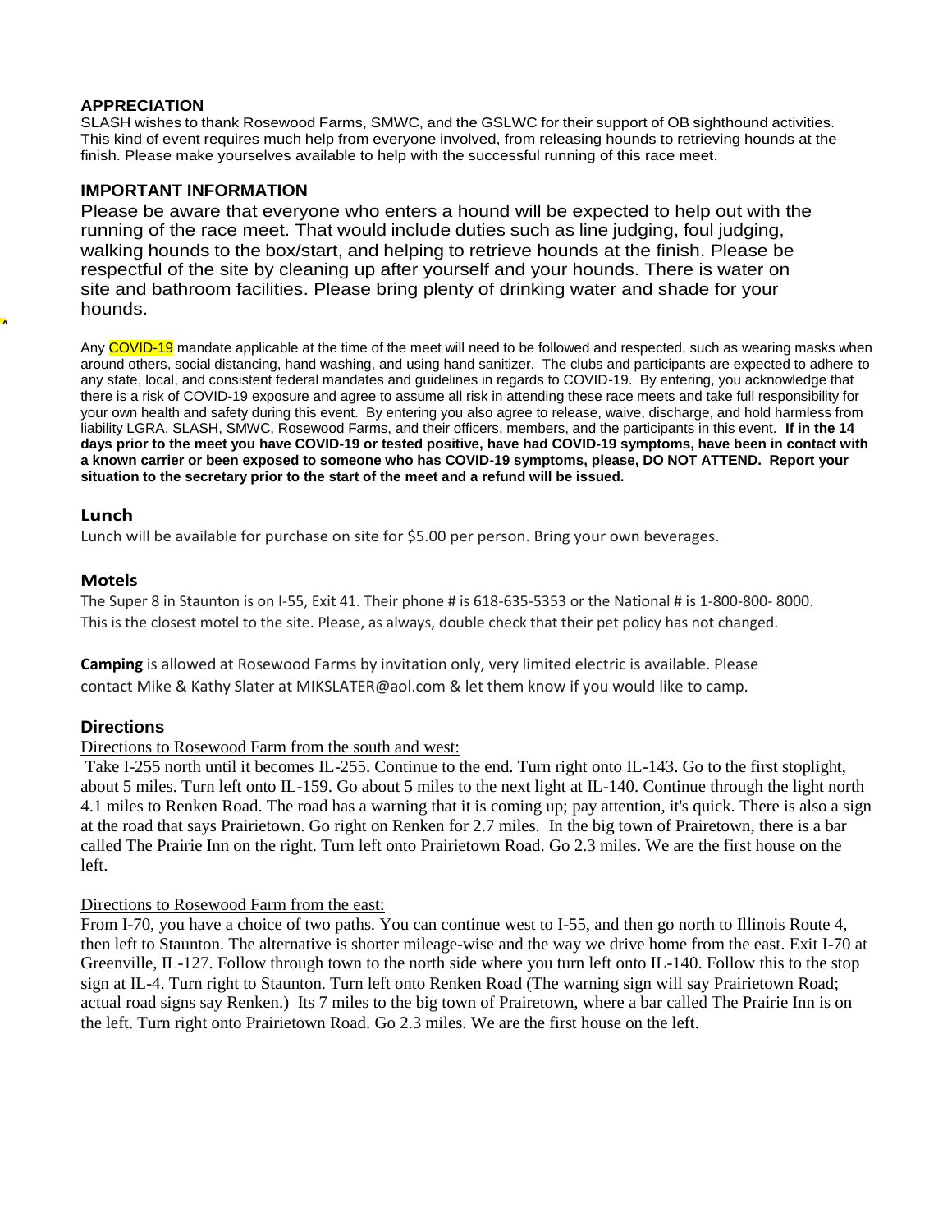## APPRECIATION

SLASH wishes to thank Rosewood Farms, SMWC, and the GSLWC for their support of OB sighthound activities. This kind of event requires much help from everyone involved, from releasing hounds to retrieving hounds at the finish. Please make yourselves available to help with the successful running of this race meet.

## IMPORTANT INFORMATION

Please be aware that everyone who enters a hound will be expected to help out with the running of the race meet. That would include duties such as line judging, foul judging, walking hounds to the box/start, and helping to retrieve hounds at the finish. Please be respectful of the site by cleaning up after yourself and your hounds. There is water on site and bathroom facilities. Please bring plenty of drinking water and shade for your hounds.

Any COVID-19 mandate applicable at the time of the meet will need to be followed and respected, such as wearing masks when around others, social distancing, hand washing, and using hand sanitizer. The clubs and participants are expected to adhere to any state, local, and consistent federal mandates and guidelines in regards to COVID-19. By entering, you acknowledge that there is a risk of COVID-19 exposure and agree to assume all risk in attending these race meets and take full responsibility for your own health and safety during this event. By entering you also agree to release, waive, discharge, and hold harmless from liability LGRA, SLASH, SMWC, Rosewood Farms, and their officers, members, and the participants in this event. **If in the 14 days prior to the meet you have COVID-19 or tested positive, have had COVID-19 symptoms, have been in contact with a known carrier or been exposed to someone who has COVID-19 symptoms, please, DO NOT ATTEND. Report your situation to the secretary prior to the start of the meet and a refund will be issued.**

## Lunch

Lunch will be available for purchase on site for $5.00 per person. Bring your own beverages.

## Motels

The Super 8 in Staunton is on I-55, Exit 41. Their phone # is 618-635-5353 or the National # is 1-800-800- 8000. This is the closest motel to the site. Please, as always, double check that their pet policy has not changed.

**Camping** is allowed at Rosewood Farms by invitation only, very limited electric is available. Please contact Mike & Kathy Slater at MIKSLATER@aol.com & let them know if you would like to camp.

## Directions

Directions to Rosewood Farm from the south and west:

Take I-255 north until it becomes IL-255. Continue to the end. Turn right onto IL-143. Go to the first stoplight, about 5 miles. Turn left onto IL-159. Go about 5 miles to the next light at IL-140. Continue through the light north 4.1 miles to Renken Road. The road has a warning that it is coming up; pay attention, it's quick. There is also a sign at the road that says Prairietown. Go right on Renken for 2.7 miles. In the big town of Prairetown, there is a bar called The Prairie Inn on the right. Turn left onto Prairietown Road. Go 2.3 miles. We are the first house on the left.

Directions to Rosewood Farm from the east:

From I-70, you have a choice of two paths. You can continue west to I-55, and then go north to Illinois Route 4, then left to Staunton. The alternative is shorter mileage-wise and the way we drive home from the east. Exit I-70 at Greenville, IL-127. Follow through town to the north side where you turn left onto IL-140. Follow this to the stop sign at IL-4. Turn right to Staunton. Turn left onto Renken Road (The warning sign will say Prairietown Road; actual road signs say Renken.) Its 7 miles to the big town of Prairetown, where a bar called The Prairie Inn is on the left. Turn right onto Prairietown Road. Go 2.3 miles. We are the first house on the left.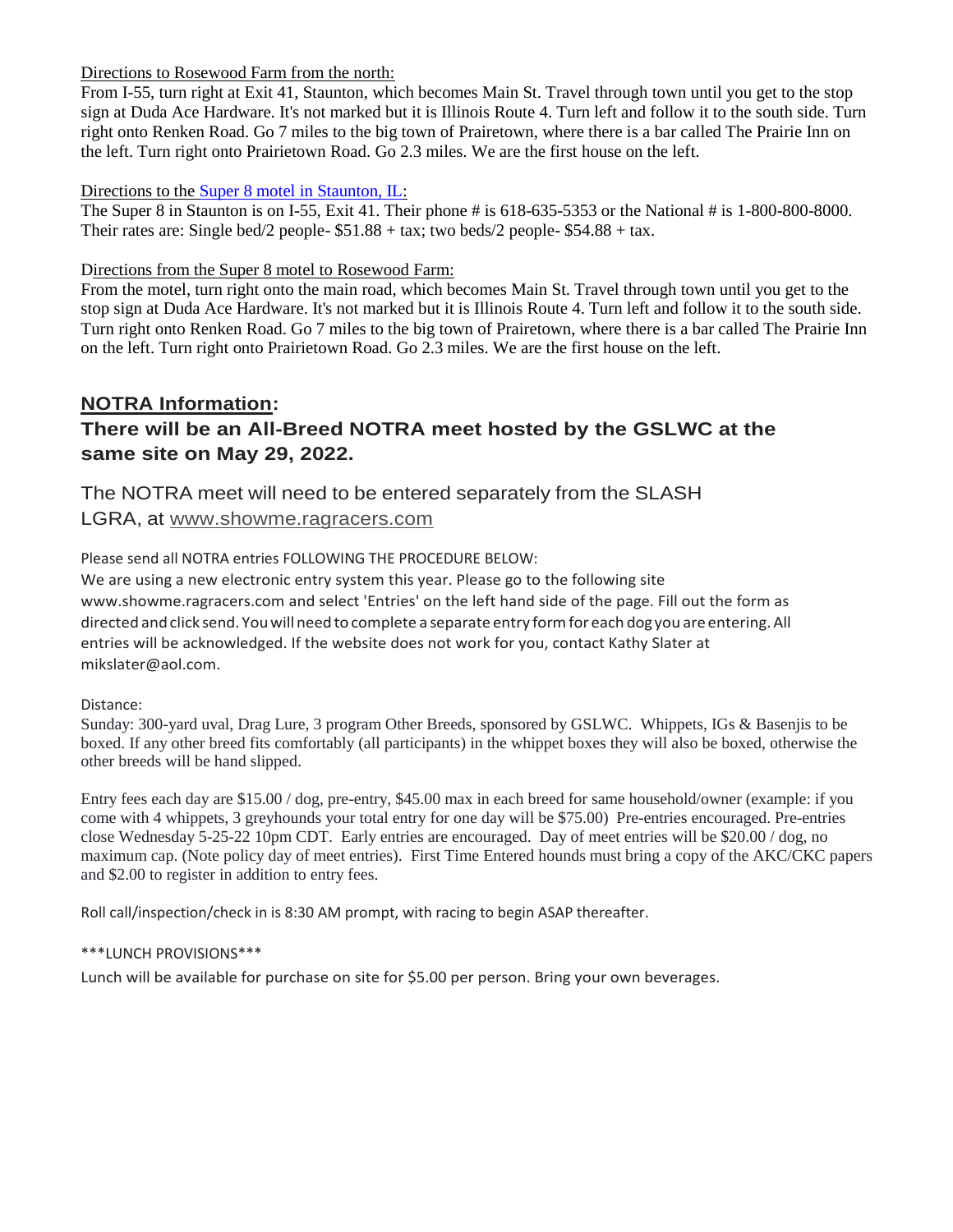Directions to Rosewood Farm from the north:

From I-55, turn right at Exit 41, Staunton, which becomes Main St. Travel through town until you get to the stop sign at Duda Ace Hardware. It's not marked but it is Illinois Route 4. Turn left and follow it to the south side. Turn right onto Renken Road. Go 7 miles to the big town of Prairetown, where there is a bar called The Prairie Inn on the left. Turn right onto Prairietown Road. Go 2.3 miles. We are the first house on the left.

Directions to the Super 8 motel in Staunton, IL:

The Super 8 in Staunton is on I-55, Exit 41. Their phone # is 618-635-5353 or the National # is 1-800-800-8000. Their rates are: Single bed/2 people- $51.88 + tax; two beds/2 people- $54.88 + tax.

Directions from the Super 8 motel to Rosewood Farm:

From the motel, turn right onto the main road, which becomes Main St. Travel through town until you get to the stop sign at Duda Ace Hardware. It's not marked but it is Illinois Route 4. Turn left and follow it to the south side. Turn right onto Renken Road. Go 7 miles to the big town of Prairetown, where there is a bar called The Prairie Inn on the left. Turn right onto Prairietown Road. Go 2.3 miles. We are the first house on the left.

## NOTRA Information:

## There will be an All-Breed NOTRA meet hosted by the GSLWC at the same site on May 29, 2022.

The NOTRA meet will need to be entered separately from the SLASH LGRA, at www.showme.ragracers.com

Please send all NOTRA entries FOLLOWING THE PROCEDURE BELOW:

We are using a new electronic entry system this year. Please go to the following site www.showme.ragracers.com and select 'Entries' on the left hand side of the page. Fill out the form as directed and click send. You will need to complete a separate entry form for each dog you are entering. All entries will be acknowledged. If the website does not work for you, contact Kathy Slater at mikslater@aol.com.

Distance:

Sunday: 300-yard uval, Drag Lure, 3 program Other Breeds, sponsored by GSLWC. Whippets, IGs & Basenjis to be boxed. If any other breed fits comfortably (all participants) in the whippet boxes they will also be boxed, otherwise the other breeds will be hand slipped.

Entry fees each day are $15.00 / dog, pre-entry, $45.00 max in each breed for same household/owner (example: if you come with 4 whippets, 3 greyhounds your total entry for one day will be $75.00) Pre-entries encouraged. Pre-entries close Wednesday 5-25-22 10pm CDT. Early entries are encouraged. Day of meet entries will be $20.00 / dog, no maximum cap. (Note policy day of meet entries). First Time Entered hounds must bring a copy of the AKC/CKC papers and $2.00 to register in addition to entry fees.

Roll call/inspection/check in is 8:30 AM prompt, with racing to begin ASAP thereafter.

***LUNCH PROVISIONS***

Lunch will be available for purchase on site for $5.00 per person. Bring your own beverages.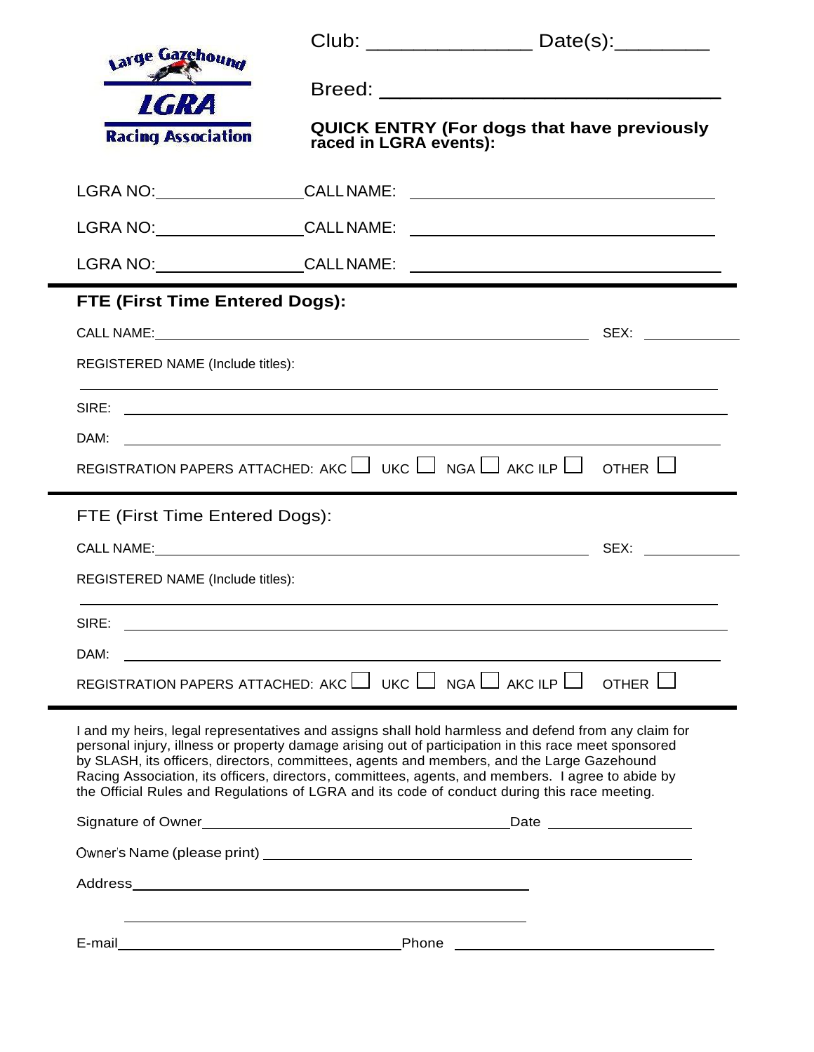Large Gazehound
**LGRA**
Racing Association

Club: ______________ Date(s):________

Breed: ______________________________

**QUICK ENTRY (For dogs that have previously raced in LGRA events):**

LGRA NO:________________CALL NAME: ______________________________

LGRA NO:________________CALL NAME: ______________________________

LGRA NO:________________CALL NAME: ______________________________

---

**FTE (First Time Entered Dogs):**

CALL NAME:__________________________________________ SEX: __________

REGISTERED NAME (Include titles):

______________________________________________________________

SIRE: ________________________________________________________

DAM: ________________________________________________________

REGISTRATION PAPERS ATTACHED: AKC ☐ UKC ☐ NGA ☐ AKC ILP ☐ OTHER ☐

---

FTE (First Time Entered Dogs):

CALL NAME:__________________________________________ SEX: __________

REGISTERED NAME (Include titles):

______________________________________________________________

SIRE: ________________________________________________________

DAM: ________________________________________________________

REGISTRATION PAPERS ATTACHED: AKC ☐ UKC ☐ NGA ☐ AKC ILP ☐ OTHER ☐

---

I and my heirs, legal representatives and assigns shall hold harmless and defend from any claim for personal injury, illness or property damage arising out of participation in this race meet sponsored by SLASH, its officers, directors, committees, agents and members, and the Large Gazehound Racing Association, its officers, directors, committees, agents, and members. I agree to abide by the Official Rules and Regulations of LGRA and its code of conduct during this race meeting.

Signature of Owner______________________________Date ______________

Owner's Name (please print) ________________________________________

Address____________________________________

____________________________________

E-mail___________________________Phone _______________________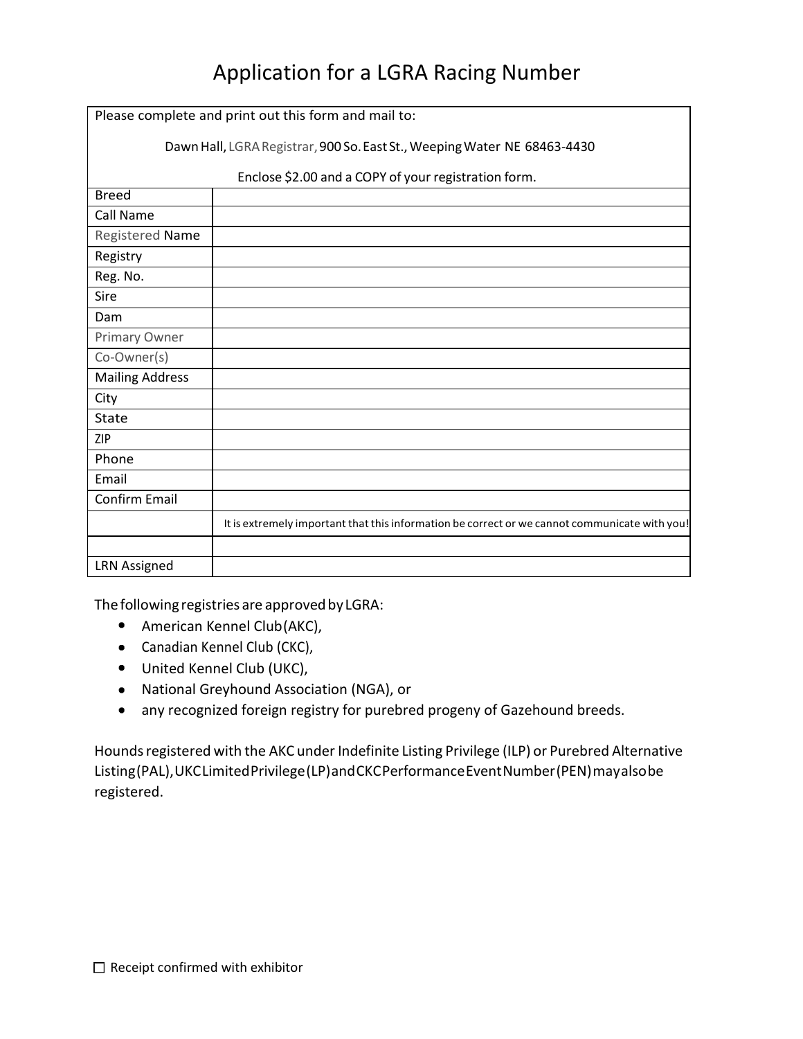# Application for a LGRA Racing Number

| Please complete and print out this form and mail to: Dawn Hall, LGRA Registrar, 900 So. East St., Weeping Water NE 68463-4430 Enclose $2.00 and a COPY of your registration form. | |
|---|---|
| Breed | |
| Call Name | |
| Registered Name | |
| Registry | |
| Reg. No. | |
| Sire | |
| Dam | |
| Primary Owner | |
| Co-Owner(s) | |
| Mailing Address | |
| City | |
| State | |
| ZIP | |
| Phone | |
| Email | |
| Confirm Email | |
| | It is extremely important that this information be correct or we cannot communicate with you! |
| | |
| LRN Assigned | |

The following registries are approved by LGRA:

- American Kennel Club (AKC),
- Canadian Kennel Club (CKC),
- United Kennel Club (UKC),
- National Greyhound Association (NGA), or
- any recognized foreign registry for purebred progeny of Gazehound breeds.

Hounds registered with the AKC under Indefinite Listing Privilege (ILP) or Purebred Alternative Listing (PAL), UKC Limited Privilege (LP) and CKC Performance Event Number (PEN) may also be registered.

☐ Receipt confirmed with exhibitor